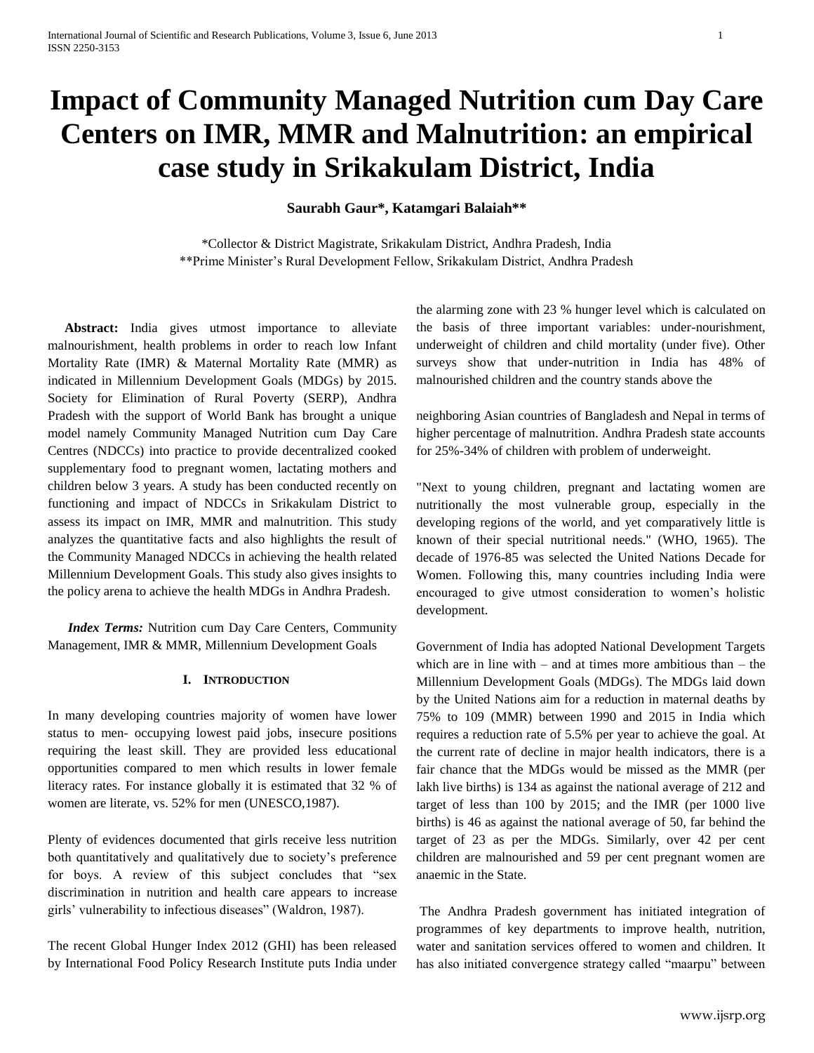# Impact of Community Managed Nutrition cum Day Care Centers on IMR, MMR and Malnutrition: an empirical case study in Srikakulam District, India

**Saurabh Gaur*, Katamgari Balaiah****

*Collector & District Magistrate, Srikakulam District, Andhra Pradesh, India
**Prime Minister's Rural Development Fellow, Srikakulam District, Andhra Pradesh

**Abstract:** India gives utmost importance to alleviate malnourishment, health problems in order to reach low Infant Mortality Rate (IMR) & Maternal Mortality Rate (MMR) as indicated in Millennium Development Goals (MDGs) by 2015. Society for Elimination of Rural Poverty (SERP), Andhra Pradesh with the support of World Bank has brought a unique model namely Community Managed Nutrition cum Day Care Centres (NDCCs) into practice to provide decentralized cooked supplementary food to pregnant women, lactating mothers and children below 3 years. A study has been conducted recently on functioning and impact of NDCCs in Srikakulam District to assess its impact on IMR, MMR and malnutrition. This study analyzes the quantitative facts and also highlights the result of the Community Managed NDCCs in achieving the health related Millennium Development Goals. This study also gives insights to the policy arena to achieve the health MDGs in Andhra Pradesh.

***Index Terms:*** Nutrition cum Day Care Centers, Community Management, IMR & MMR, Millennium Development Goals

## I. Introduction

In many developing countries majority of women have lower status to men- occupying lowest paid jobs, insecure positions requiring the least skill. They are provided less educational opportunities compared to men which results in lower female literacy rates. For instance globally it is estimated that 32 % of women are literate, vs. 52% for men (UNESCO,1987).

Plenty of evidences documented that girls receive less nutrition both quantitatively and qualitatively due to society's preference for boys. A review of this subject concludes that "sex discrimination in nutrition and health care appears to increase girls' vulnerability to infectious diseases" (Waldron, 1987).

The recent Global Hunger Index 2012 (GHI) has been released by International Food Policy Research Institute puts India under the alarming zone with 23 % hunger level which is calculated on the basis of three important variables: under-nourishment, underweight of children and child mortality (under five). Other surveys show that under-nutrition in India has 48% of malnourished children and the country stands above the neighboring Asian countries of Bangladesh and Nepal in terms of higher percentage of malnutrition. Andhra Pradesh state accounts for 25%-34% of children with problem of underweight.

"Next to young children, pregnant and lactating women are nutritionally the most vulnerable group, especially in the developing regions of the world, and yet comparatively little is known of their special nutritional needs." (WHO, 1965). The decade of 1976-85 was selected the United Nations Decade for Women. Following this, many countries including India were encouraged to give utmost consideration to women's holistic development.

Government of India has adopted National Development Targets which are in line with – and at times more ambitious than – the Millennium Development Goals (MDGs). The MDGs laid down by the United Nations aim for a reduction in maternal deaths by 75% to 109 (MMR) between 1990 and 2015 in India which requires a reduction rate of 5.5% per year to achieve the goal. At the current rate of decline in major health indicators, there is a fair chance that the MDGs would be missed as the MMR (per lakh live births) is 134 as against the national average of 212 and target of less than 100 by 2015; and the IMR (per 1000 live births) is 46 as against the national average of 50, far behind the target of 23 as per the MDGs. Similarly, over 42 per cent children are malnourished and 59 per cent pregnant women are anaemic in the State.

The Andhra Pradesh government has initiated integration of programmes of key departments to improve health, nutrition, water and sanitation services offered to women and children. It has also initiated convergence strategy called "maarpu" between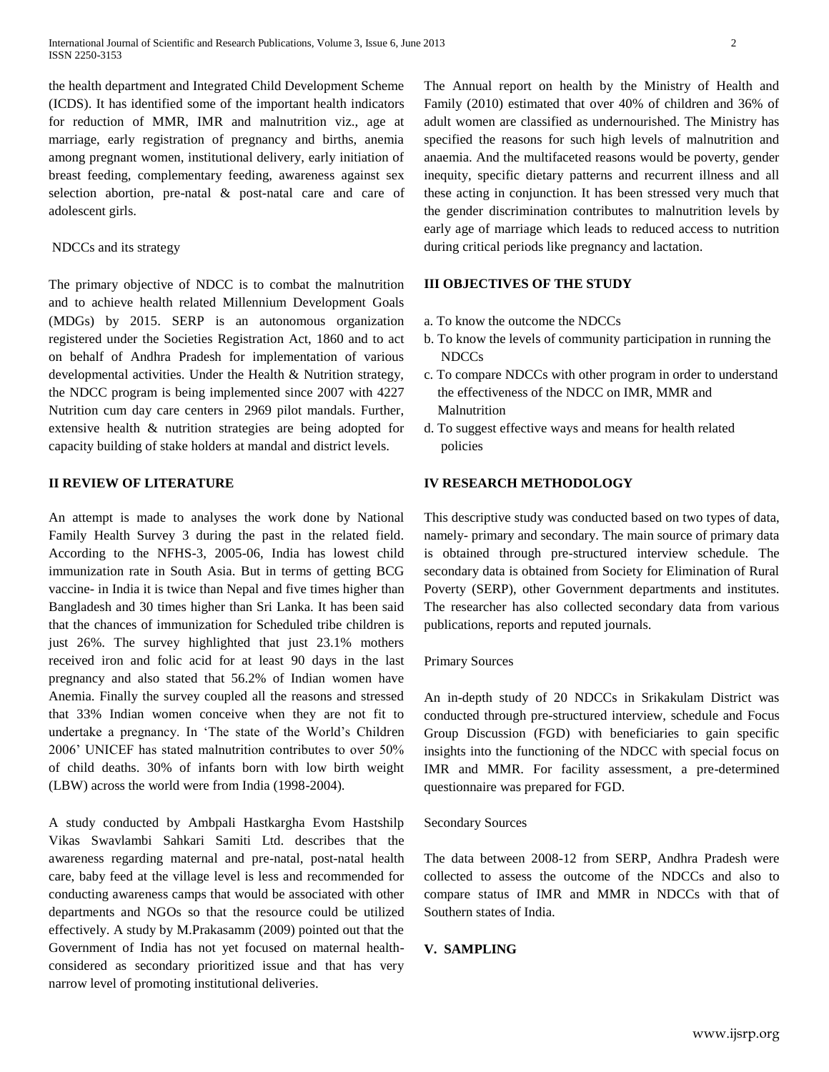the health department and Integrated Child Development Scheme (ICDS). It has identified some of the important health indicators for reduction of MMR, IMR and malnutrition viz., age at marriage, early registration of pregnancy and births, anemia among pregnant women, institutional delivery, early initiation of breast feeding, complementary feeding, awareness against sex selection abortion, pre-natal & post-natal care and care of adolescent girls.

NDCCs and its strategy

The primary objective of NDCC is to combat the malnutrition and to achieve health related Millennium Development Goals (MDGs) by 2015. SERP is an autonomous organization registered under the Societies Registration Act, 1860 and to act on behalf of Andhra Pradesh for implementation of various developmental activities. Under the Health & Nutrition strategy, the NDCC program is being implemented since 2007 with 4227 Nutrition cum day care centers in 2969 pilot mandals. Further, extensive health & nutrition strategies are being adopted for capacity building of stake holders at mandal and district levels.

## II REVIEW OF LITERATURE

An attempt is made to analyses the work done by National Family Health Survey 3 during the past in the related field. According to the NFHS-3, 2005-06, India has lowest child immunization rate in South Asia. But in terms of getting BCG vaccine- in India it is twice than Nepal and five times higher than Bangladesh and 30 times higher than Sri Lanka. It has been said that the chances of immunization for Scheduled tribe children is just 26%. The survey highlighted that just 23.1% mothers received iron and folic acid for at least 90 days in the last pregnancy and also stated that 56.2% of Indian women have Anemia. Finally the survey coupled all the reasons and stressed that 33% Indian women conceive when they are not fit to undertake a pregnancy. In 'The state of the World's Children 2006' UNICEF has stated malnutrition contributes to over 50% of child deaths. 30% of infants born with low birth weight (LBW) across the world were from India (1998-2004).

A study conducted by Ambpali Hastkargha Evom Hastshilp Vikas Swavlambi Sahkari Samiti Ltd. describes that the awareness regarding maternal and pre-natal, post-natal health care, baby feed at the village level is less and recommended for conducting awareness camps that would be associated with other departments and NGOs so that the resource could be utilized effectively. A study by M.Prakasamm (2009) pointed out that the Government of India has not yet focused on maternal health- considered as secondary prioritized issue and that has very narrow level of promoting institutional deliveries.

The Annual report on health by the Ministry of Health and Family (2010) estimated that over 40% of children and 36% of adult women are classified as undernourished. The Ministry has specified the reasons for such high levels of malnutrition and anaemia. And the multifaceted reasons would be poverty, gender inequity, specific dietary patterns and recurrent illness and all these acting in conjunction. It has been stressed very much that the gender discrimination contributes to malnutrition levels by early age of marriage which leads to reduced access to nutrition during critical periods like pregnancy and lactation.

## III OBJECTIVES OF THE STUDY

a. To know the outcome the NDCCs
b. To know the levels of community participation in running the NDCCs
c. To compare NDCCs with other program in order to understand the effectiveness of the NDCC on IMR, MMR and Malnutrition
d. To suggest effective ways and means for health related policies

## IV RESEARCH METHODOLOGY

This descriptive study was conducted based on two types of data, namely- primary and secondary. The main source of primary data is obtained through pre-structured interview schedule. The secondary data is obtained from Society for Elimination of Rural Poverty (SERP), other Government departments and institutes. The researcher has also collected secondary data from various publications, reports and reputed journals.

Primary Sources

An in-depth study of 20 NDCCs in Srikakulam District was conducted through pre-structured interview, schedule and Focus Group Discussion (FGD) with beneficiaries to gain specific insights into the functioning of the NDCC with special focus on IMR and MMR. For facility assessment, a pre-determined questionnaire was prepared for FGD.

Secondary Sources

The data between 2008-12 from SERP, Andhra Pradesh were collected to assess the outcome of the NDCCs and also to compare status of IMR and MMR in NDCCs with that of Southern states of India.

## V. SAMPLING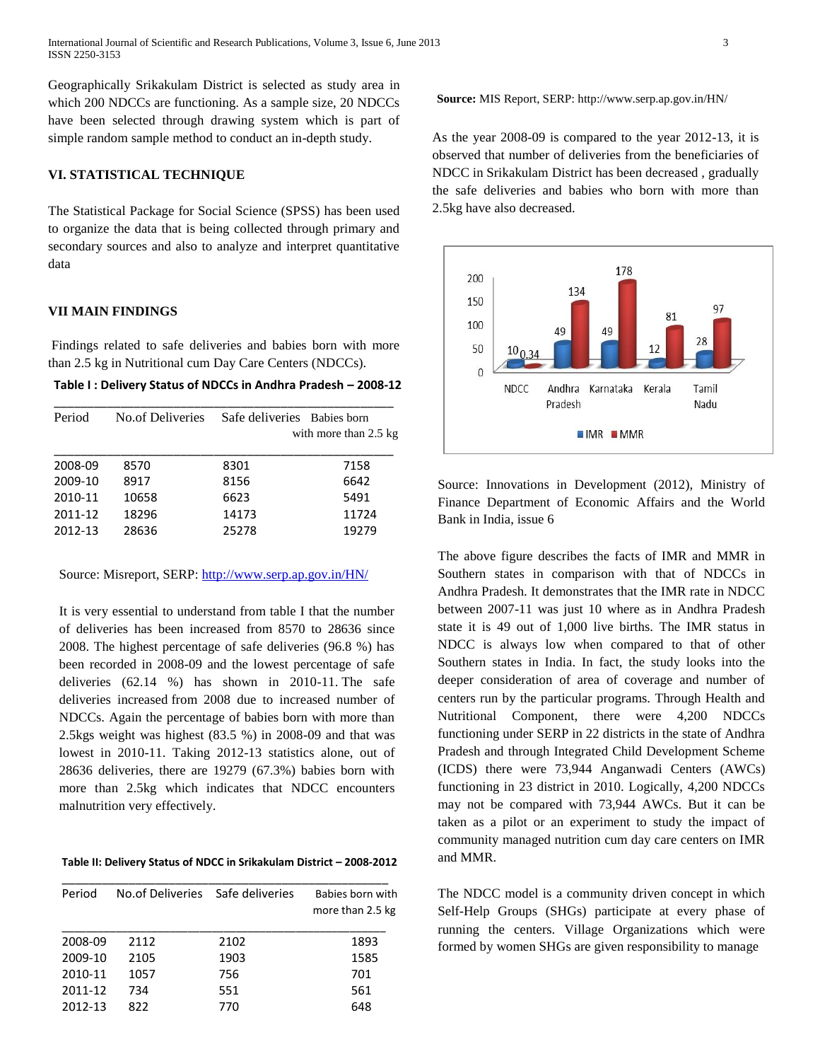Geographically Srikakulam District is selected as study area in which 200 NDCCs are functioning. As a sample size, 20 NDCCs have been selected through drawing system which is part of simple random sample method to conduct an in-depth study.

## VI. STATISTICAL TECHNIQUE

The Statistical Package for Social Science (SPSS) has been used to organize the data that is being collected through primary and secondary sources and also to analyze and interpret quantitative data

## VII MAIN FINDINGS

Findings related to safe deliveries and babies born with more than 2.5 kg in Nutritional cum Day Care Centers (NDCCs).

**Table I : Delivery Status of NDCCs in Andhra Pradesh – 2008-12**

| Period | No.of Deliveries | Safe deliveries | Babies born with more than 2.5 kg |
|---|---|---|---|
| 2008-09 | 8570 | 8301 | 7158 |
| 2009-10 | 8917 | 8156 | 6642 |
| 2010-11 | 10658 | 6623 | 5491 |
| 2011-12 | 18296 | 14173 | 11724 |
| 2012-13 | 28636 | 25278 | 19279 |

Source: Misreport, SERP: http://www.serp.ap.gov.in/HN/

It is very essential to understand from table I that the number of deliveries has been increased from 8570 to 28636 since 2008. The highest percentage of safe deliveries (96.8 %) has been recorded in 2008-09 and the lowest percentage of safe deliveries (62.14 %) has shown in 2010-11. The safe deliveries increased from 2008 due to increased number of NDCCs. Again the percentage of babies born with more than 2.5kgs weight was highest (83.5 %) in 2008-09 and that was lowest in 2010-11. Taking 2012-13 statistics alone, out of 28636 deliveries, there are 19279 (67.3%) babies born with more than 2.5kg which indicates that NDCC encounters malnutrition very effectively.

**Table II: Delivery Status of NDCC in Srikakulam District – 2008-2012**

| Period | No.of Deliveries | Safe deliveries | Babies born with more than 2.5 kg |
|---|---|---|---|
| 2008-09 | 2112 | 2102 | 1893 |
| 2009-10 | 2105 | 1903 | 1585 |
| 2010-11 | 1057 | 756 | 701 |
| 2011-12 | 734 | 551 | 561 |
| 2012-13 | 822 | 770 | 648 |

**Source:** MIS Report, SERP: http://www.serp.ap.gov.in/HN/

As the year 2008-09 is compared to the year 2012-13, it is observed that number of deliveries from the beneficiaries of NDCC in Srikakulam District has been decreased , gradually the safe deliveries and babies who born with more than 2.5kg have also decreased.

| | NDCC | Andhra Pradesh | Karnataka | Kerala | Tamil Nadu |
|---|---|---|---|---|---|
| IMR | 10 | 49 | 49 | 12 | 28 |
| MMR | 0.34 | 134 | 178 | 81 | 97 |

Source: Innovations in Development (2012), Ministry of Finance Department of Economic Affairs and the World Bank in India, issue 6

The above figure describes the facts of IMR and MMR in Southern states in comparison with that of NDCCs in Andhra Pradesh. It demonstrates that the IMR rate in NDCC between 2007-11 was just 10 where as in Andhra Pradesh state it is 49 out of 1,000 live births. The IMR status in NDCC is always low when compared to that of other Southern states in India. In fact, the study looks into the deeper consideration of area of coverage and number of centers run by the particular programs. Through Health and Nutritional Component, there were 4,200 NDCCs functioning under SERP in 22 districts in the state of Andhra Pradesh and through Integrated Child Development Scheme (ICDS) there were 73,944 Anganwadi Centers (AWCs) functioning in 23 district in 2010. Logically, 4,200 NDCCs may not be compared with 73,944 AWCs. But it can be taken as a pilot or an experiment to study the impact of community managed nutrition cum day care centers on IMR and MMR.

The NDCC model is a community driven concept in which Self-Help Groups (SHGs) participate at every phase of running the centers. Village Organizations which were formed by women SHGs are given responsibility to manage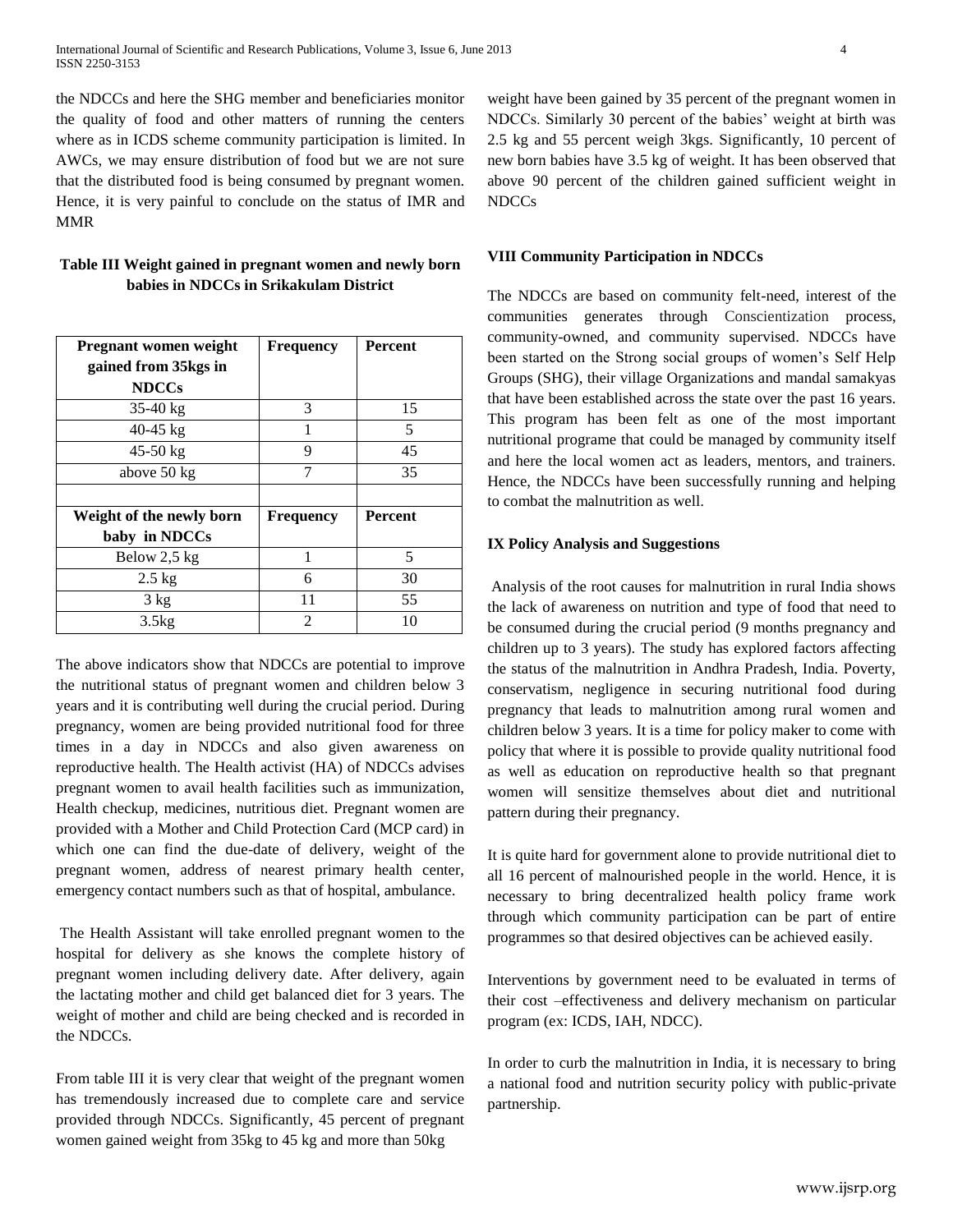the NDCCs and here the SHG member and beneficiaries monitor the quality of food and other matters of running the centers where as in ICDS scheme community participation is limited. In AWCs, we may ensure distribution of food but we are not sure that the distributed food is being consumed by pregnant women. Hence, it is very painful to conclude on the status of IMR and MMR

**Table III Weight gained in pregnant women and newly born babies in NDCCs in Srikakulam District**

| Pregnant women weight gained from 35kgs in NDCCs | Frequency | Percent |
|---|---|---|
| 35-40 kg | 3 | 15 |
| 40-45 kg | 1 | 5 |
| 45-50 kg | 9 | 45 |
| above 50 kg | 7 | 35 |
| | | |
| **Weight of the newly born baby in NDCCs** | **Frequency** | **Percent** |
| Below 2,5 kg | 1 | 5 |
| 2.5 kg | 6 | 30 |
| 3 kg | 11 | 55 |
| 3.5kg | 2 | 10 |

The above indicators show that NDCCs are potential to improve the nutritional status of pregnant women and children below 3 years and it is contributing well during the crucial period. During pregnancy, women are being provided nutritional food for three times in a day in NDCCs and also given awareness on reproductive health. The Health activist (HA) of NDCCs advises pregnant women to avail health facilities such as immunization, Health checkup, medicines, nutritious diet. Pregnant women are provided with a Mother and Child Protection Card (MCP card) in which one can find the due-date of delivery, weight of the pregnant women, address of nearest primary health center, emergency contact numbers such as that of hospital, ambulance.

The Health Assistant will take enrolled pregnant women to the hospital for delivery as she knows the complete history of pregnant women including delivery date. After delivery, again the lactating mother and child get balanced diet for 3 years. The weight of mother and child are being checked and is recorded in the NDCCs.

From table III it is very clear that weight of the pregnant women has tremendously increased due to complete care and service provided through NDCCs. Significantly, 45 percent of pregnant women gained weight from 35kg to 45 kg and more than 50kg weight have been gained by 35 percent of the pregnant women in NDCCs. Similarly 30 percent of the babies' weight at birth was 2.5 kg and 55 percent weigh 3kgs. Significantly, 10 percent of new born babies have 3.5 kg of weight. It has been observed that above 90 percent of the children gained sufficient weight in NDCCs

#### VIII Community Participation in NDCCs

The NDCCs are based on community felt-need, interest of the communities generates through Conscientization process, community-owned, and community supervised. NDCCs have been started on the Strong social groups of women's Self Help Groups (SHG), their village Organizations and mandal samakyas that have been established across the state over the past 16 years. This program has been felt as one of the most important nutritional programe that could be managed by community itself and here the local women act as leaders, mentors, and trainers. Hence, the NDCCs have been successfully running and helping to combat the malnutrition as well.

#### IX Policy Analysis and Suggestions

Analysis of the root causes for malnutrition in rural India shows the lack of awareness on nutrition and type of food that need to be consumed during the crucial period (9 months pregnancy and children up to 3 years). The study has explored factors affecting the status of the malnutrition in Andhra Pradesh, India. Poverty, conservatism, negligence in securing nutritional food during pregnancy that leads to malnutrition among rural women and children below 3 years. It is a time for policy maker to come with policy that where it is possible to provide quality nutritional food as well as education on reproductive health so that pregnant women will sensitize themselves about diet and nutritional pattern during their pregnancy.

It is quite hard for government alone to provide nutritional diet to all 16 percent of malnourished people in the world. Hence, it is necessary to bring decentralized health policy frame work through which community participation can be part of entire programmes so that desired objectives can be achieved easily.

Interventions by government need to be evaluated in terms of their cost –effectiveness and delivery mechanism on particular program (ex: ICDS, IAH, NDCC).

In order to curb the malnutrition in India, it is necessary to bring a national food and nutrition security policy with public-private partnership.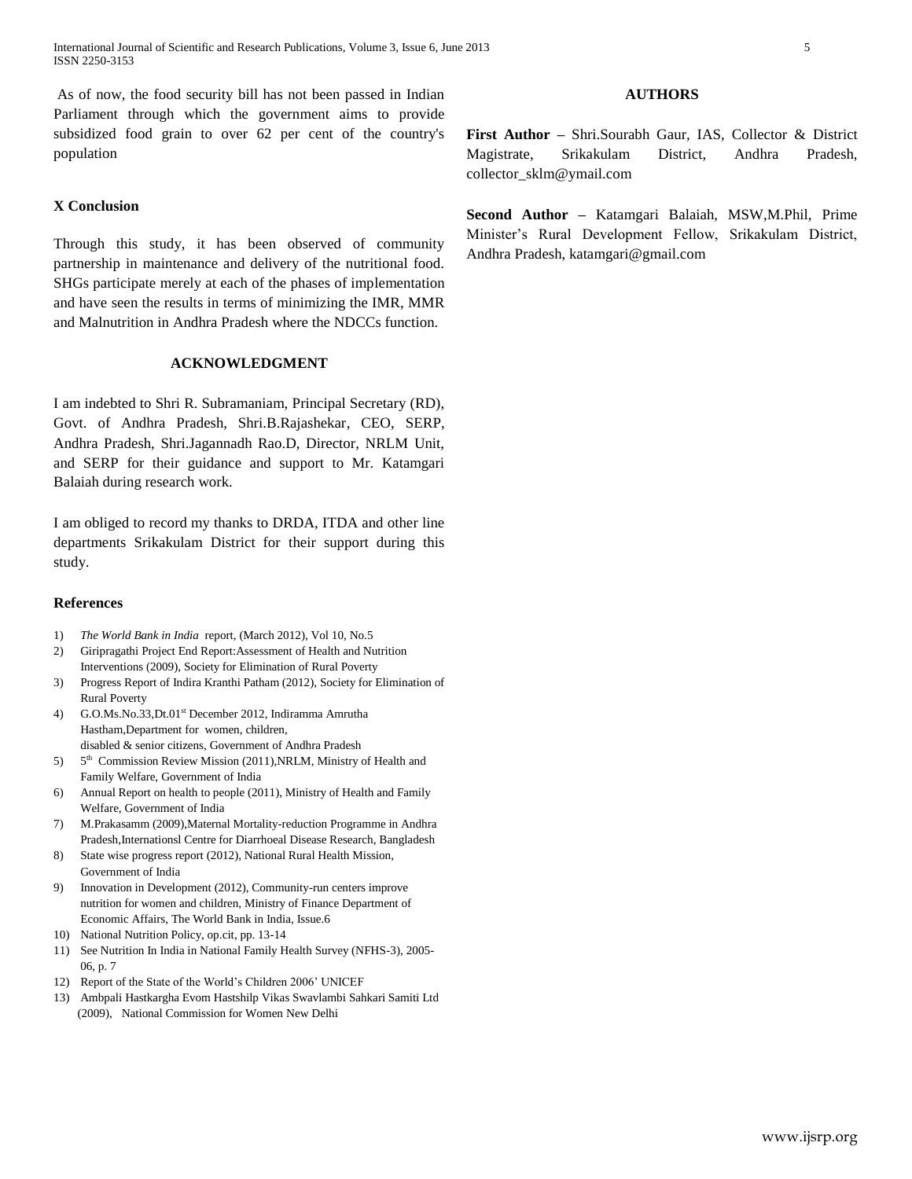As of now, the food security bill has not been passed in Indian Parliament through which the government aims to provide subsidized food grain to over 62 per cent of the country's population

### X Conclusion

Through this study, it has been observed of community partnership in maintenance and delivery of the nutritional food. SHGs participate merely at each of the phases of implementation and have seen the results in terms of minimizing the IMR, MMR and Malnutrition in Andhra Pradesh where the NDCCs function.

### ACKNOWLEDGMENT

I am indebted to Shri R. Subramaniam, Principal Secretary (RD), Govt. of Andhra Pradesh, Shri.B.Rajashekar, CEO, SERP, Andhra Pradesh, Shri.Jagannadh Rao.D, Director, NRLM Unit, and SERP for their guidance and support to Mr. Katamgari Balaiah during research work.

I am obliged to record my thanks to DRDA, ITDA and other line departments Srikakulam District for their support during this study.

### References

1) *The World Bank in India* report, (March 2012), Vol 10, No.5
2) Giripragathi Project End Report:Assessment of Health and Nutrition Interventions (2009), Society for Elimination of Rural Poverty
3) Progress Report of Indira Kranthi Patham (2012), Society for Elimination of Rural Poverty
4) G.O.Ms.No.33,Dt.01st December 2012, Indiramma Amrutha Hastham,Department for women, children, disabled & senior citizens, Government of Andhra Pradesh
5) 5th Commission Review Mission (2011),NRLM, Ministry of Health and Family Welfare, Government of India
6) Annual Report on health to people (2011), Ministry of Health and Family Welfare, Government of India
7) M.Prakasamm (2009),Maternal Mortality-reduction Programme in Andhra Pradesh,Internationsl Centre for Diarrhoeal Disease Research, Bangladesh
8) State wise progress report (2012), National Rural Health Mission, Government of India
9) Innovation in Development (2012), Community-run centers improve nutrition for women and children, Ministry of Finance Department of Economic Affairs, The World Bank in India, Issue.6
10) National Nutrition Policy, op.cit, pp. 13-14
11) See Nutrition In India in National Family Health Survey (NFHS-3), 2005-06, p. 7
12) Report of the State of the World's Children 2006' UNICEF
13) Ambpali Hastkargha Evom Hastshilp Vikas Swavlambi Sahkari Samiti Ltd (2009), National Commission for Women New Delhi

### AUTHORS

**First Author** – Shri.Sourabh Gaur, IAS, Collector & District Magistrate, Srikakulam District, Andhra Pradesh, collector_sklm@ymail.com

**Second Author** – Katamgari Balaiah, MSW,M.Phil, Prime Minister's Rural Development Fellow, Srikakulam District, Andhra Pradesh, katamgari@gmail.com